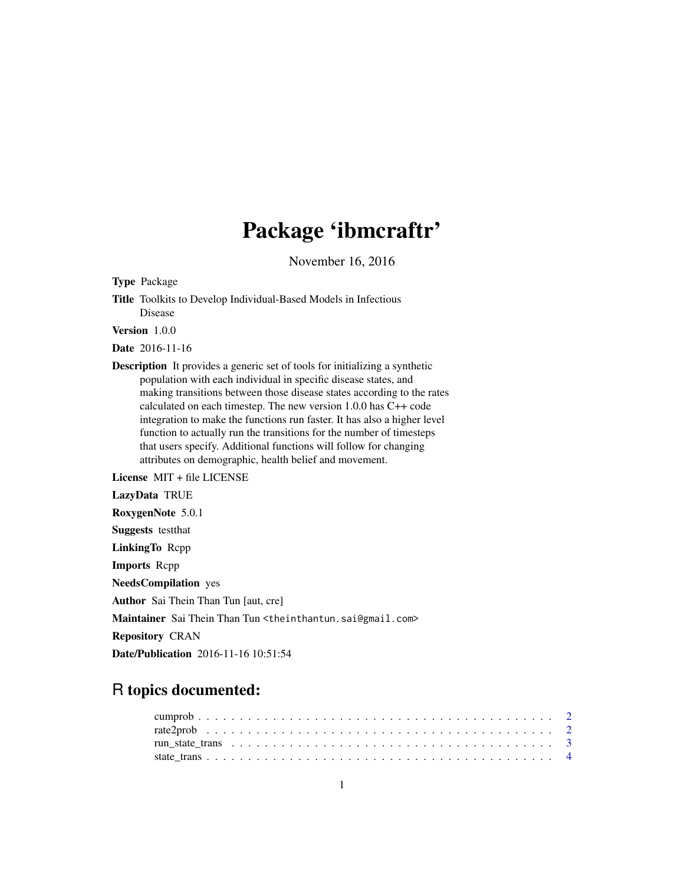# Package 'ibmcraftr'

November 16, 2016

**Type** Package

**Title** Toolkits to Develop Individual-Based Models in Infectious Disease

**Version** 1.0.0

**Date** 2016-11-16

**Description** It provides a generic set of tools for initializing a synthetic population with each individual in specific disease states, and making transitions between those disease states according to the rates calculated on each timestep. The new version 1.0.0 has C++ code integration to make the functions run faster. It has also a higher level function to actually run the transitions for the number of timesteps that users specify. Additional functions will follow for changing attributes on demographic, health belief and movement.

**License** MIT + file LICENSE

**LazyData** TRUE

**RoxygenNote** 5.0.1

**Suggests** testthat

**LinkingTo** Rcpp

**Imports** Rcpp

**NeedsCompilation** yes

**Author** Sai Thein Than Tun [aut, cre]

**Maintainer** Sai Thein Than Tun <theinthantun.sai@gmail.com>

**Repository** CRAN

**Date/Publication** 2016-11-16 10:51:54

## R topics documented:

cumprob . . . . . . . . . . . . . . . . . . . . . . . . . . . . . . . . . . . . . . . . 2
rate2prob . . . . . . . . . . . . . . . . . . . . . . . . . . . . . . . . . . . . . . . . 2
run_state_trans . . . . . . . . . . . . . . . . . . . . . . . . . . . . . . . . . . . . . 3
state_trans . . . . . . . . . . . . . . . . . . . . . . . . . . . . . . . . . . . . . . . 4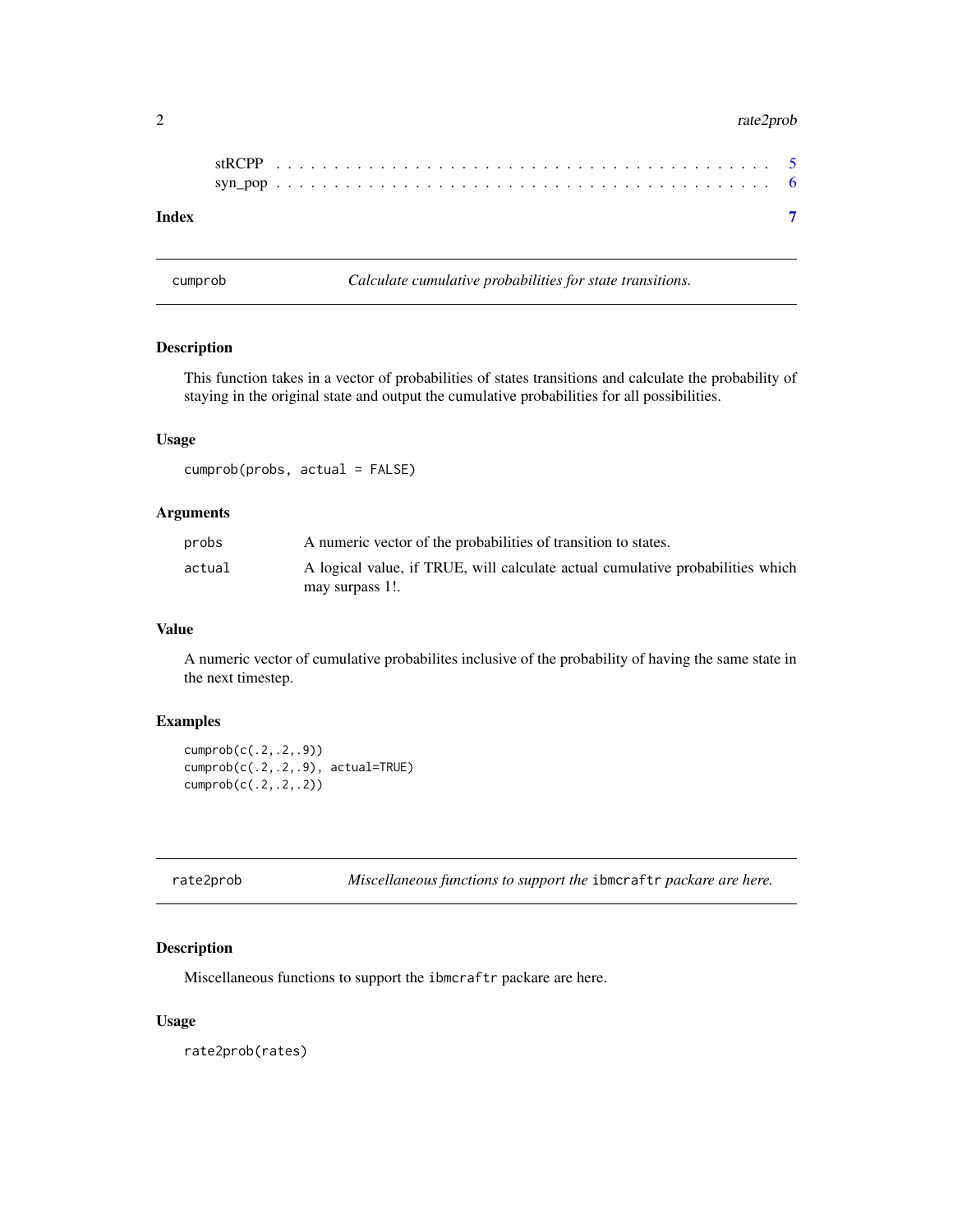stRCPP . . . . . . . . . . . . . . . . . . . . . . . . . . . . . . . . . . . . . . . . 5
syn_pop . . . . . . . . . . . . . . . . . . . . . . . . . . . . . . . . . . . . . . . 6

**Index** **7**

---

## cumprob — *Calculate cumulative probabilities for state transitions.*

### Description

This function takes in a vector of probabilities of states transitions and calculate the probability of staying in the original state and output the cumulative probabilities for all possibilities.

### Usage

```
cumprob(probs, actual = FALSE)
```

### Arguments

| | |
|---|---|
| `probs` | A numeric vector of the probabilities of transition to states. |
| `actual` | A logical value, if TRUE, will calculate actual cumulative probabilities which may surpass 1!. |

### Value

A numeric vector of cumulative probabilites inclusive of the probability of having the same state in the next timestep.

### Examples

```
cumprob(c(.2,.2,.9))
cumprob(c(.2,.2,.9), actual=TRUE)
cumprob(c(.2,.2,.2))
```

---

## rate2prob — *Miscellaneous functions to support the `ibmcraftr` packare are here.*

### Description

Miscellaneous functions to support the `ibmcraftr` packare are here.

### Usage

```
rate2prob(rates)
```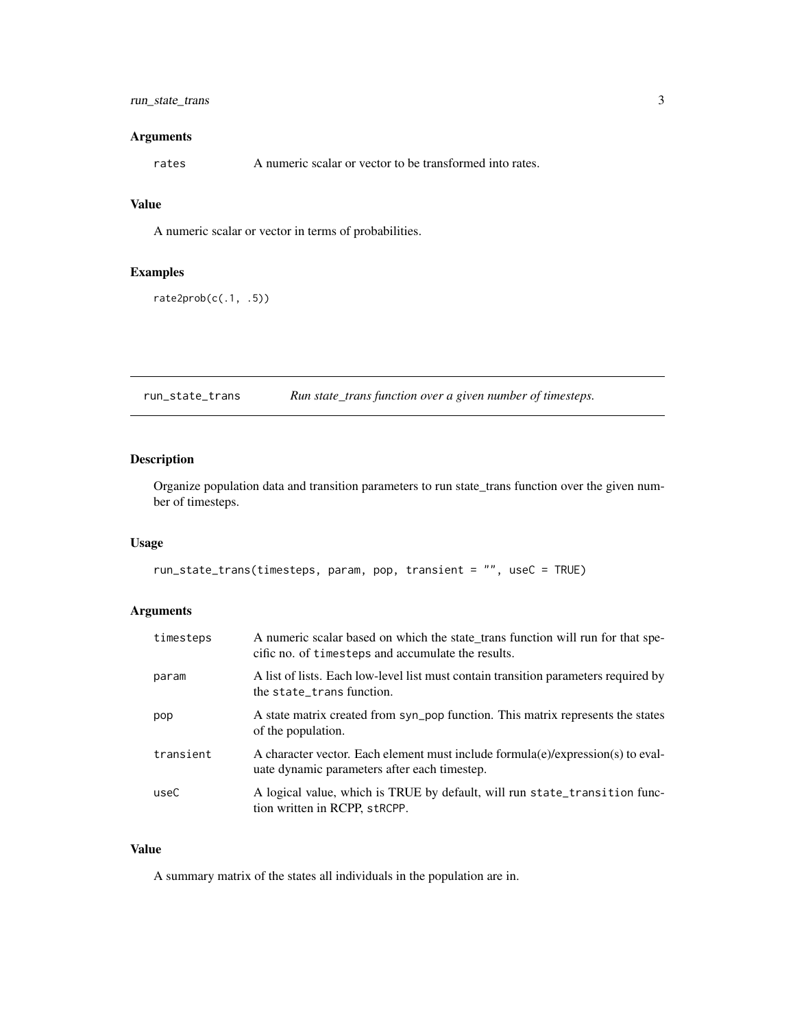### Arguments

| | |
|---|---|
| `rates` | A numeric scalar or vector to be transformed into rates. |

### Value

A numeric scalar or vector in terms of probabilities.

### Examples

```
rate2prob(c(.1, .5))
```

---

## `run_state_trans` *Run state_trans function over a given number of timesteps.*

---

### Description

Organize population data and transition parameters to run state_trans function over the given number of timesteps.

### Usage

```
run_state_trans(timesteps, param, pop, transient = "", useC = TRUE)
```

### Arguments

| | |
|---|---|
| `timesteps` | A numeric scalar based on which the state_trans function will run for that specific no. of `timesteps` and accumulate the results. |
| `param` | A list of lists. Each low-level list must contain transition parameters required by the `state_trans` function. |
| `pop` | A state matrix created from syn_pop function. This matrix represents the states of the population. |
| `transient` | A character vector. Each element must include formula(e)/expression(s) to evaluate dynamic parameters after each timestep. |
| `useC` | A logical value, which is TRUE by default, will run `state_transition` function written in RCPP, `stRCPP`. |

### Value

A summary matrix of the states all individuals in the population are in.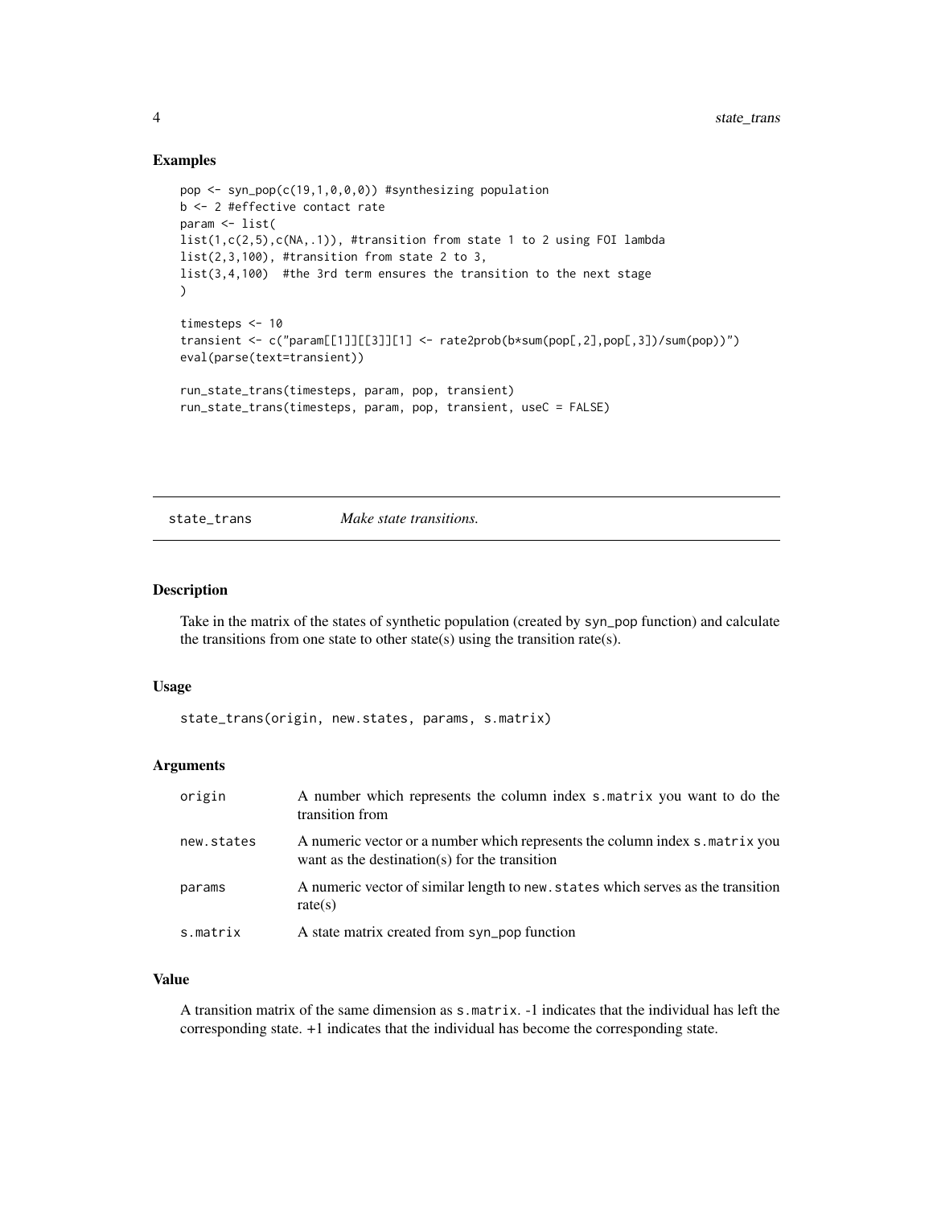## Examples

```
pop <- syn_pop(c(19,1,0,0,0)) #synthesizing population
b <- 2 #effective contact rate
param <- list(
list(1,c(2,5),c(NA,.1)), #transition from state 1 to 2 using FOI lambda
list(2,3,100), #transition from state 2 to 3,
list(3,4,100)  #the 3rd term ensures the transition to the next stage
)

timesteps <- 10
transient <- c("param[[1]][[3]][1] <- rate2prob(b*sum(pop[,2],pop[,3])/sum(pop))")
eval(parse(text=transient))

run_state_trans(timesteps, param, pop, transient)
run_state_trans(timesteps, param, pop, transient, useC = FALSE)
```

---

# state_trans — *Make state transitions.*

## Description

Take in the matrix of the states of synthetic population (created by syn_pop function) and calculate the transitions from one state to other state(s) using the transition rate(s).

## Usage

```
state_trans(origin, new.states, params, s.matrix)
```

## Arguments

| | |
|---|---|
| origin | A number which represents the column index s.matrix you want to do the transition from |
| new.states | A numeric vector or a number which represents the column index s.matrix you want as the destination(s) for the transition |
| params | A numeric vector of similar length to new.states which serves as the transition rate(s) |
| s.matrix | A state matrix created from syn_pop function |

## Value

A transition matrix of the same dimension as s.matrix. -1 indicates that the individual has left the corresponding state. +1 indicates that the individual has become the corresponding state.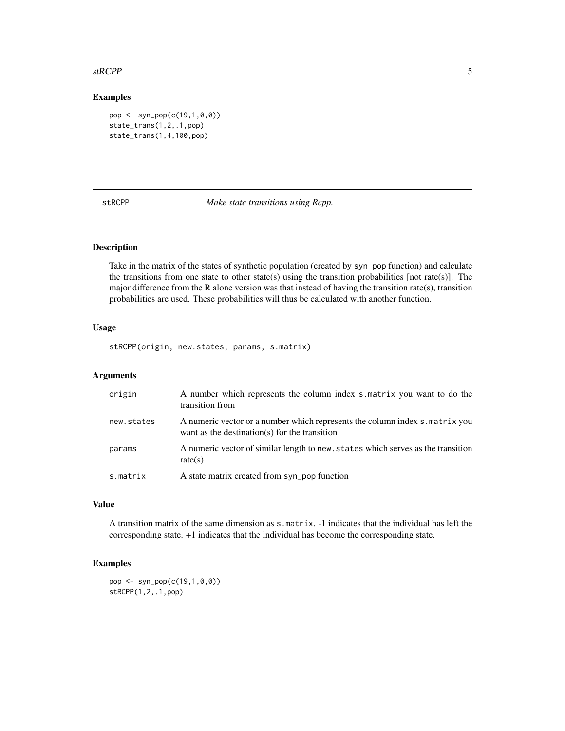## Examples

```
pop <- syn_pop(c(19,1,0,0))
state_trans(1,2,.1,pop)
state_trans(1,4,100,pop)
```

---

# stRCPP *Make state transitions using Rcpp.*

---

## Description

Take in the matrix of the states of synthetic population (created by syn_pop function) and calculate the transitions from one state to other state(s) using the transition probabilities [not rate(s)]. The major difference from the R alone version was that instead of having the transition rate(s), transition probabilities are used. These probabilities will thus be calculated with another function.

## Usage

```
stRCPP(origin, new.states, params, s.matrix)
```

## Arguments

| | |
|---|---|
| origin | A number which represents the column index s.matrix you want to do the transition from |
| new.states | A numeric vector or a number which represents the column index s.matrix you want as the destination(s) for the transition |
| params | A numeric vector of similar length to new.states which serves as the transition rate(s) |
| s.matrix | A state matrix created from syn_pop function |

## Value

A transition matrix of the same dimension as s.matrix. -1 indicates that the individual has left the corresponding state. +1 indicates that the individual has become the corresponding state.

## Examples

```
pop <- syn_pop(c(19,1,0,0))
stRCPP(1,2,.1,pop)
```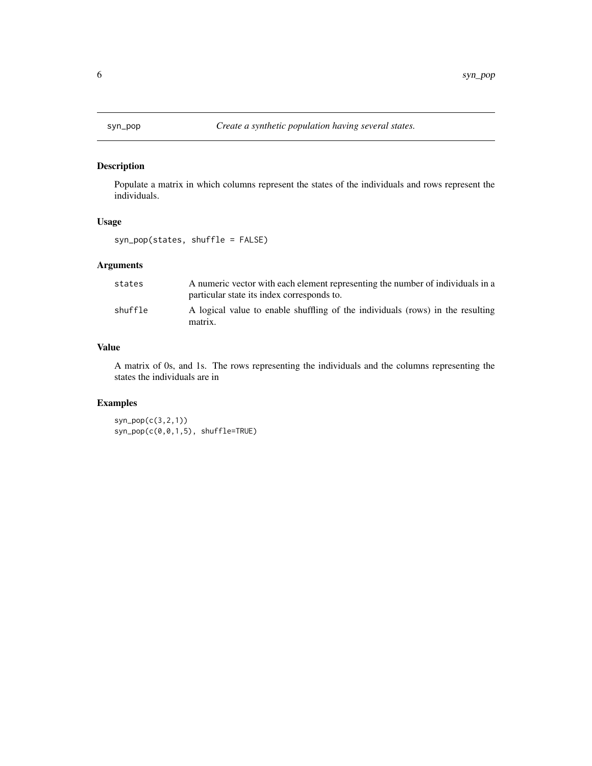## syn_pop — *Create a synthetic population having several states.*

### Description

Populate a matrix in which columns represent the states of the individuals and rows represent the individuals.

### Usage

```
syn_pop(states, shuffle = FALSE)
```

### Arguments

| | |
|---|---|
| states | A numeric vector with each element representing the number of individuals in a particular state its index corresponds to. |
| shuffle | A logical value to enable shuffling of the individuals (rows) in the resulting matrix. |

### Value

A matrix of 0s, and 1s. The rows representing the individuals and the columns representing the states the individuals are in

### Examples

```
syn_pop(c(3,2,1))
syn_pop(c(0,0,1,5), shuffle=TRUE)
```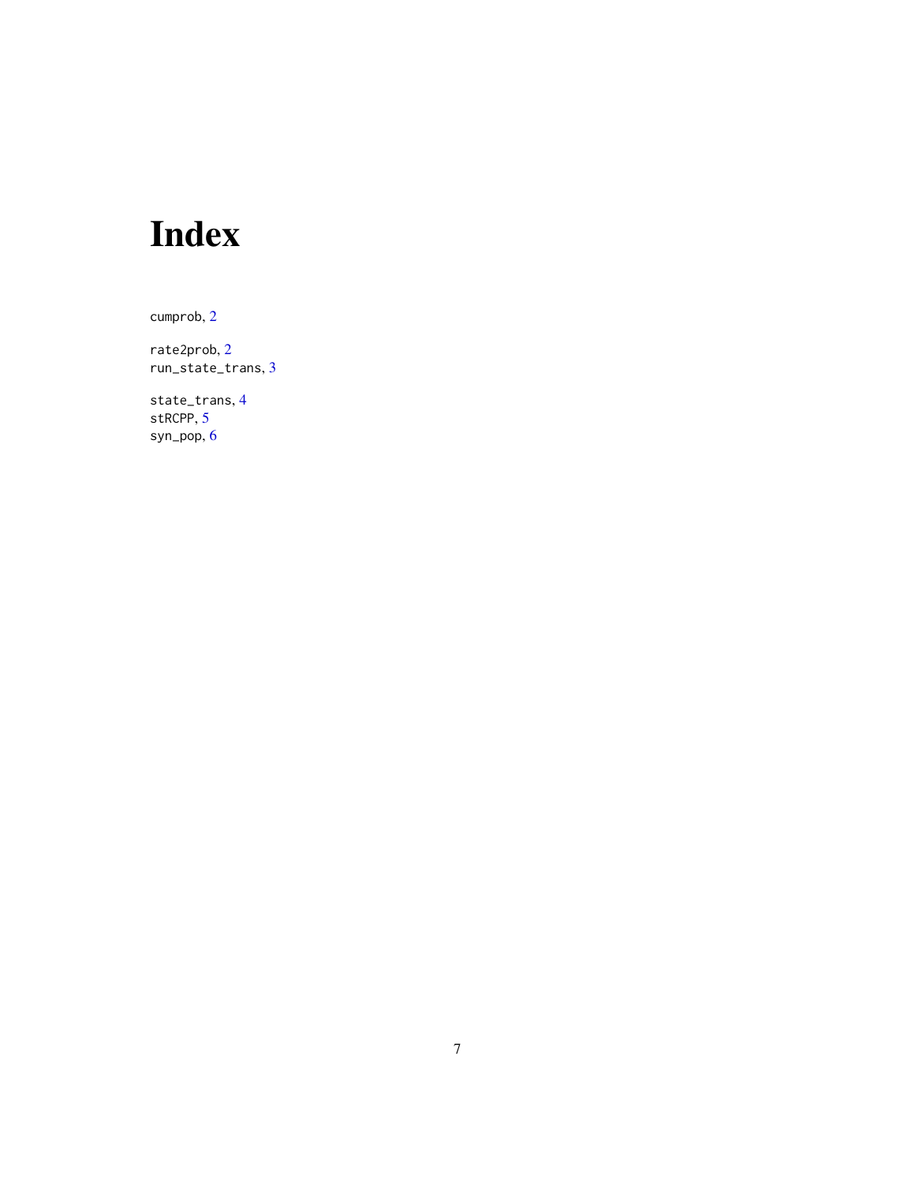# Index

cumprob, 2

rate2prob, 2
run_state_trans, 3

state_trans, 4
stRCPP, 5
syn_pop, 6